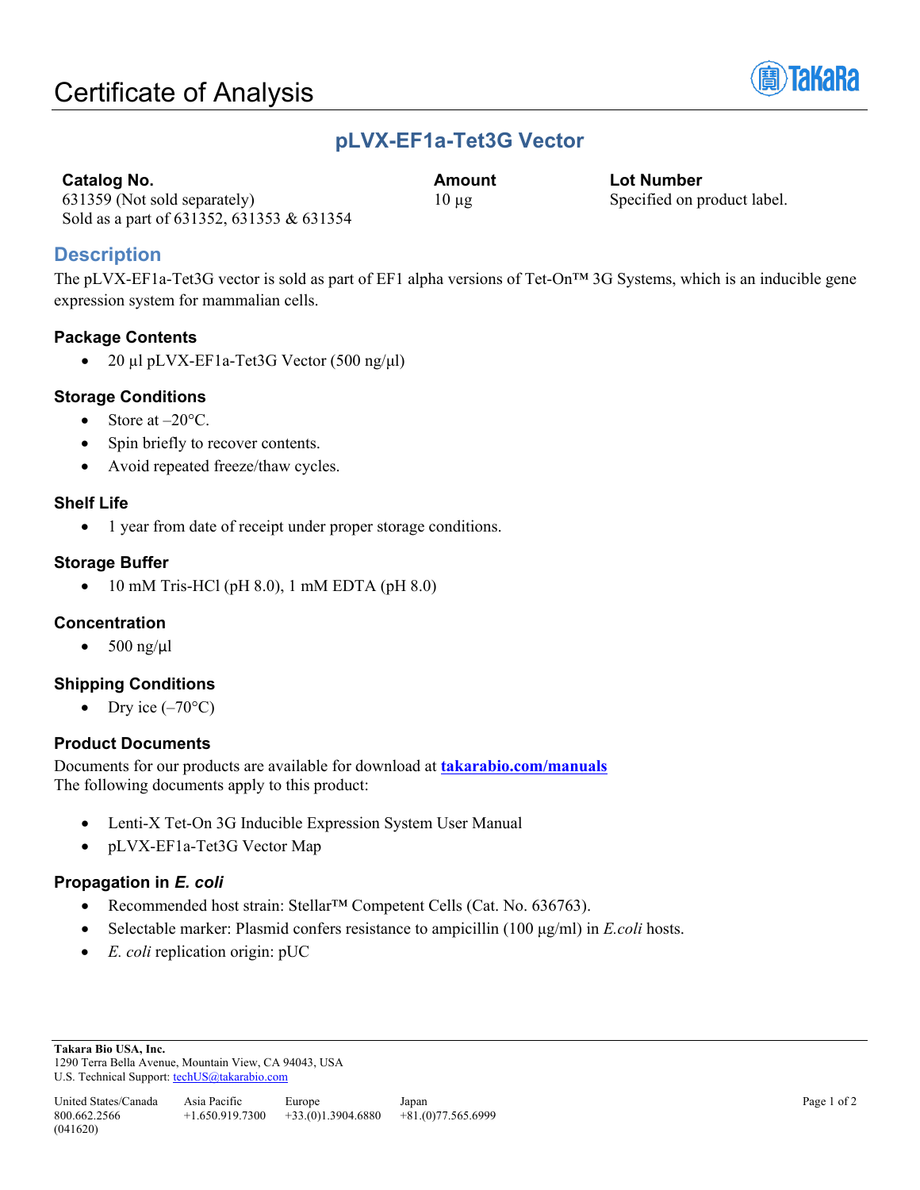# Certificate of Analysis

## pLVX-EF1a-Tet3G Vector

| Catalog No. | Amount | Lot Number |
|---|---|---|
| 631359 (Not sold separately)<br>Sold as a part of 631352, 631353 & 631354 | 10 µg | Specified on product label. |

## Description

The pLVX-EF1a-Tet3G vector is sold as part of EF1 alpha versions of Tet-On™ 3G Systems, which is an inducible gene expression system for mammalian cells.

### Package Contents

- 20 µl pLVX-EF1a-Tet3G Vector (500 ng/µl)

### Storage Conditions

- Store at –20°C.
- Spin briefly to recover contents.
- Avoid repeated freeze/thaw cycles.

### Shelf Life

- 1 year from date of receipt under proper storage conditions.

### Storage Buffer

- 10 mM Tris-HCl (pH 8.0), 1 mM EDTA (pH 8.0)

### Concentration

- 500 ng/µl

### Shipping Conditions

- Dry ice (–70°C)

### Product Documents

Documents for our products are available for download at **takarabio.com/manuals**
The following documents apply to this product:

- Lenti-X Tet-On 3G Inducible Expression System User Manual
- pLVX-EF1a-Tet3G Vector Map

### Propagation in *E. coli*

- Recommended host strain: Stellar™ Competent Cells (Cat. No. 636763).
- Selectable marker: Plasmid confers resistance to ampicillin (100 µg/ml) in *E.coli* hosts.
- *E. coli* replication origin: pUC

**Takara Bio USA, Inc.**
1290 Terra Bella Avenue, Mountain View, CA 94043, USA
U.S. Technical Support: techUS@takarabio.com

| United States/Canada | Asia Pacific | Europe | Japan |
|---|---|---|---|
| 800.662.2566 | +1.650.919.7300 | +33.(0)1.3904.6880 | +81.(0)77.565.6999 |

(041620)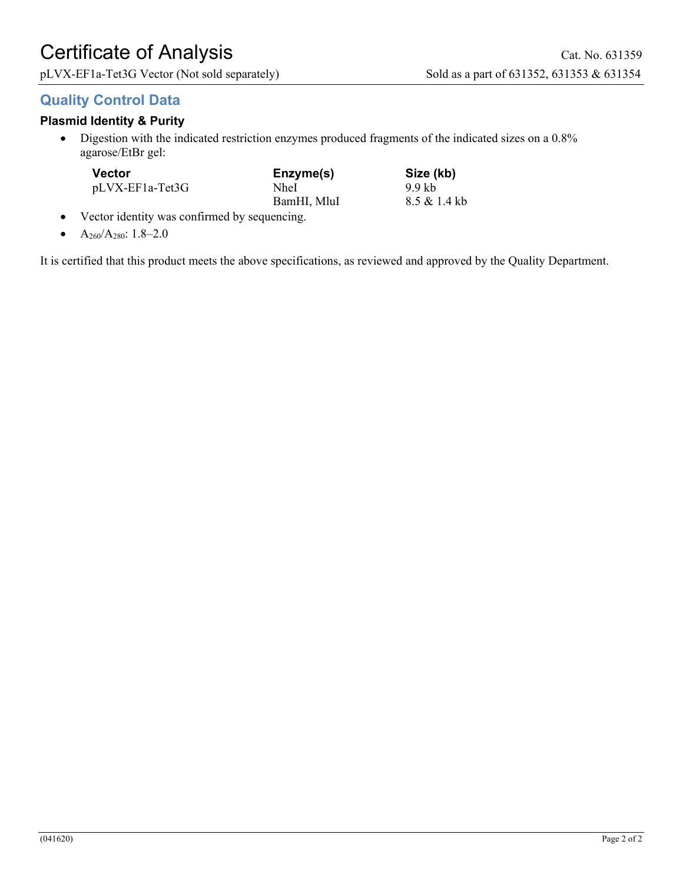# Certificate of Analysis

Cat. No. 631359

pLVX-EF1a-Tet3G Vector (Not sold separately) — Sold as a part of 631352, 631353 & 631354

## Quality Control Data

### Plasmid Identity & Purity

- Digestion with the indicated restriction enzymes produced fragments of the indicated sizes on a 0.8% agarose/EtBr gel:

| Vector | Enzyme(s) | Size (kb) |
|---|---|---|
| pLVX-EF1a-Tet3G | NheI | 9.9 kb |
| | BamHI, MluI | 8.5 & 1.4 kb |

- Vector identity was confirmed by sequencing.
- $A_{260}/A_{280}$: 1.8–2.0

It is certified that this product meets the above specifications, as reviewed and approved by the Quality Department.

(041620)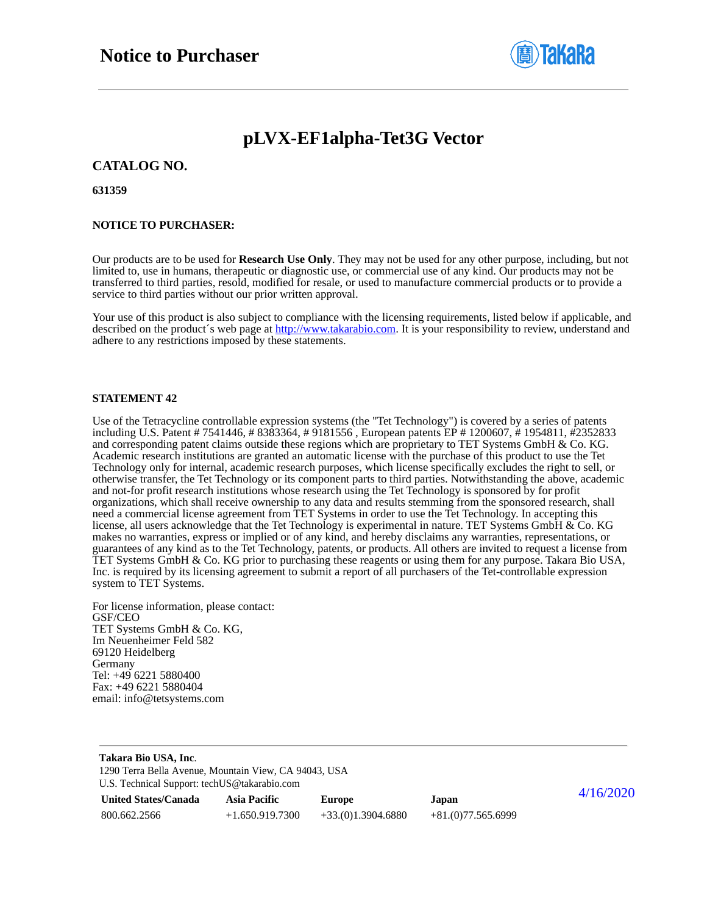# Notice to Purchaser

## pLVX-EF1alpha-Tet3G Vector

### CATALOG NO.

**631359**

**NOTICE TO PURCHASER:**

Our products are to be used for **Research Use Only**. They may not be used for any other purpose, including, but not limited to, use in humans, therapeutic or diagnostic use, or commercial use of any kind. Our products may not be transferred to third parties, resold, modified for resale, or used to manufacture commercial products or to provide a service to third parties without our prior written approval.

Your use of this product is also subject to compliance with the licensing requirements, listed below if applicable, and described on the product´s web page at http://www.takarabio.com. It is your responsibility to review, understand and adhere to any restrictions imposed by these statements.

**STATEMENT 42**

Use of the Tetracycline controllable expression systems (the "Tet Technology") is covered by a series of patents including U.S. Patent # 7541446, # 8383364, # 9181556 , European patents EP # 1200607, # 1954811, #2352833 and corresponding patent claims outside these regions which are proprietary to TET Systems GmbH & Co. KG. Academic research institutions are granted an automatic license with the purchase of this product to use the Tet Technology only for internal, academic research purposes, which license specifically excludes the right to sell, or otherwise transfer, the Tet Technology or its component parts to third parties. Notwithstanding the above, academic and not-for profit research institutions whose research using the Tet Technology is sponsored by for profit organizations, which shall receive ownership to any data and results stemming from the sponsored research, shall need a commercial license agreement from TET Systems in order to use the Tet Technology. In accepting this license, all users acknowledge that the Tet Technology is experimental in nature. TET Systems GmbH & Co. KG makes no warranties, express or implied or of any kind, and hereby disclaims any warranties, representations, or guarantees of any kind as to the Tet Technology, patents, or products. All others are invited to request a license from TET Systems GmbH & Co. KG prior to purchasing these reagents or using them for any purpose. Takara Bio USA, Inc. is required by its licensing agreement to submit a report of all purchasers of the Tet-controllable expression system to TET Systems.

For license information, please contact:
GSF/CEO
TET Systems GmbH & Co. KG,
Im Neuenheimer Feld 582
69120 Heidelberg
Germany
Tel: +49 6221 5880400
Fax: +49 6221 5880404
email: info@tetsystems.com

**Takara Bio USA, Inc**.
1290 Terra Bella Avenue, Mountain View, CA 94043, USA
U.S. Technical Support: techUS@takarabio.com

| United States/Canada | Asia Pacific | Europe | Japan |
|---|---|---|---|
| 800.662.2566 | +1.650.919.7300 | +33.(0)1.3904.6880 | +81.(0)77.565.6999 |

4/16/2020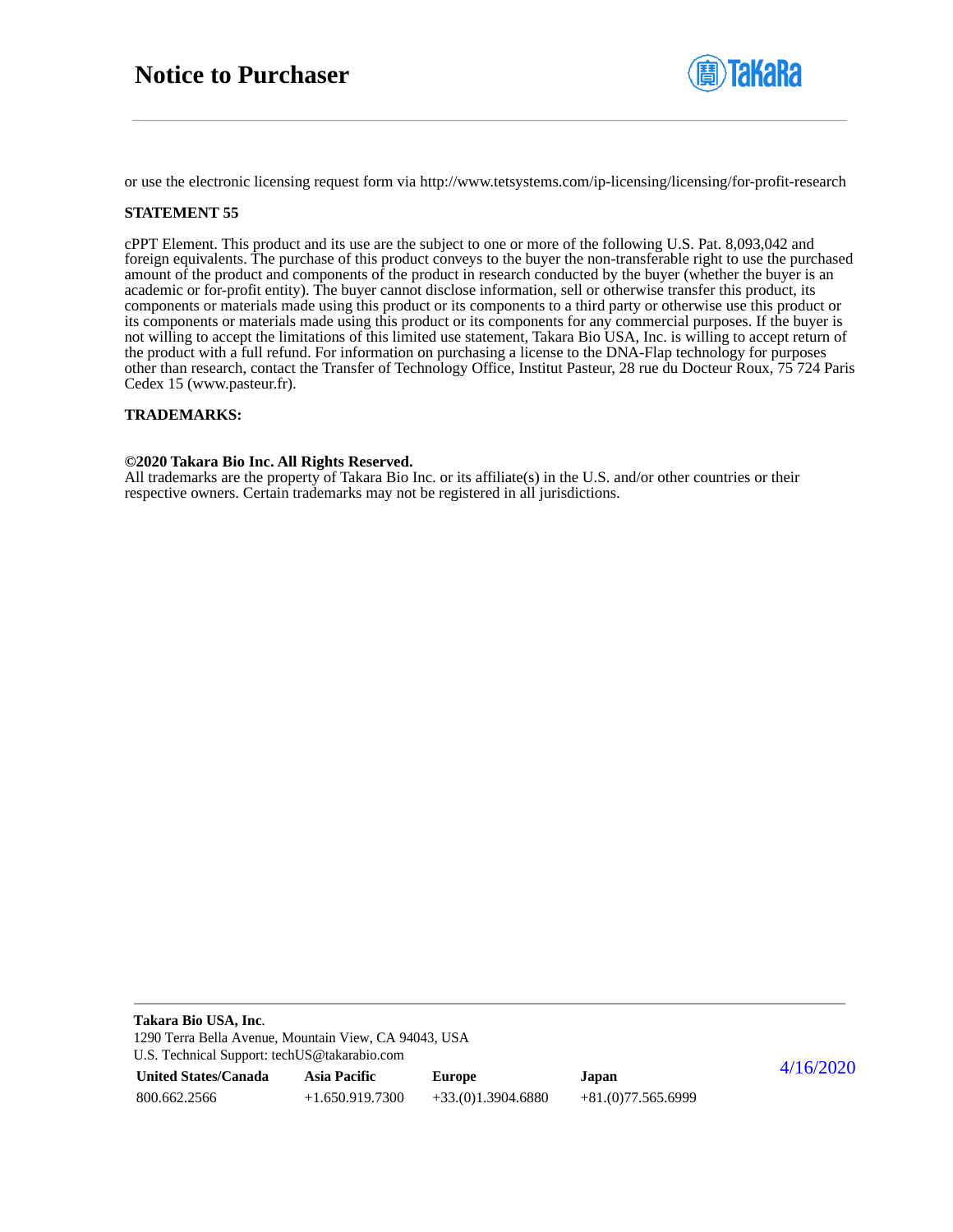or use the electronic licensing request form via http://www.tetsystems.com/ip-licensing/licensing/for-profit-research

**STATEMENT 55**

cPPT Element. This product and its use are the subject to one or more of the following U.S. Pat. 8,093,042 and foreign equivalents. The purchase of this product conveys to the buyer the non-transferable right to use the purchased amount of the product and components of the product in research conducted by the buyer (whether the buyer is an academic or for-profit entity). The buyer cannot disclose information, sell or otherwise transfer this product, its components or materials made using this product or its components to a third party or otherwise use this product or its components or materials made using this product or its components for any commercial purposes. If the buyer is not willing to accept the limitations of this limited use statement, Takara Bio USA, Inc. is willing to accept return of the product with a full refund. For information on purchasing a license to the DNA-Flap technology for purposes other than research, contact the Transfer of Technology Office, Institut Pasteur, 28 rue du Docteur Roux, 75 724 Paris Cedex 15 (www.pasteur.fr).

**TRADEMARKS:**

**©2020 Takara Bio Inc. All Rights Reserved.**
All trademarks are the property of Takara Bio Inc. or its affiliate(s) in the U.S. and/or other countries or their respective owners. Certain trademarks may not be registered in all jurisdictions.

**Takara Bio USA, Inc.**
1290 Terra Bella Avenue, Mountain View, CA 94043, USA
U.S. Technical Support: techUS@takarabio.com

| United States/Canada | Asia Pacific | Europe | Japan |
| --- | --- | --- | --- |
| 800.662.2566 | +1.650.919.7300 | +33.(0)1.3904.6880 | +81.(0)77.565.6999 |

4/16/2020